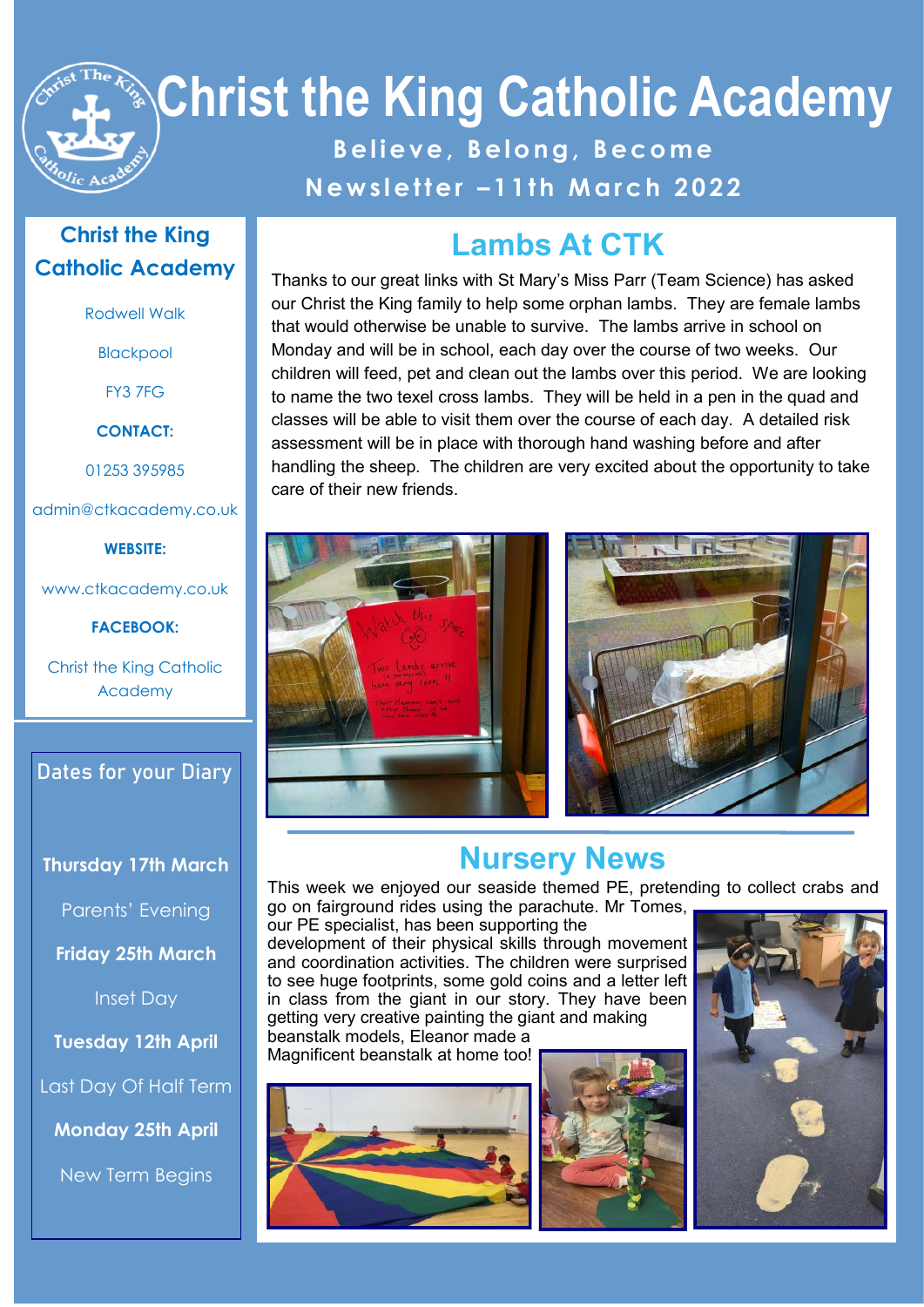# Christ the King Catholic Academy

**Believe, Belong, Become**

**Newsletter –11th March 2022**

## Lambs At CTK

Thanks to our great links with St Mary's Miss Parr (Team Science) has asked our Christ the King family to help some orphan lambs. They are female lambs that would otherwise be unable to survive. The lambs arrive in school on Monday and will be in school, each day over the course of two weeks. Our children will feed, pet and clean out the lambs over this period. We are looking to name the two texel cross lambs. They will be held in a pen in the quad and classes will be able to visit them over the course of each day. A detailed risk assessment will be in place with thorough hand washing before and after handling the sheep. The children are very excited about the opportunity to take care of their new friends.

## Nursery News

This week we enjoyed our seaside themed PE, pretending to collect crabs and go on fairground rides using the parachute. Mr Tomes, our PE specialist, has been supporting the development of their physical skills through movement and coordination activities. The children were surprised to see huge footprints, some gold coins and a letter left in class from the giant in our story. They have been getting very creative painting the giant and making beanstalk models, Eleanor made a Magnificent beanstalk at home too!

### Christ the King Catholic Academy

Rodwell Walk

Blackpool

FY3 7FG

**CONTACT:**

01253 395985

admin@ctkacademy.co.uk

**WEBSITE:**

www.ctkacademy.co.uk

**FACEBOOK:**

Christ the King Catholic Academy

### Dates for your Diary

**Thursday 17th March**

Parents' Evening

**Friday 25th March**

Inset Day

**Tuesday 12th April**

Last Day Of Half Term

**Monday 25th April**

New Term Begins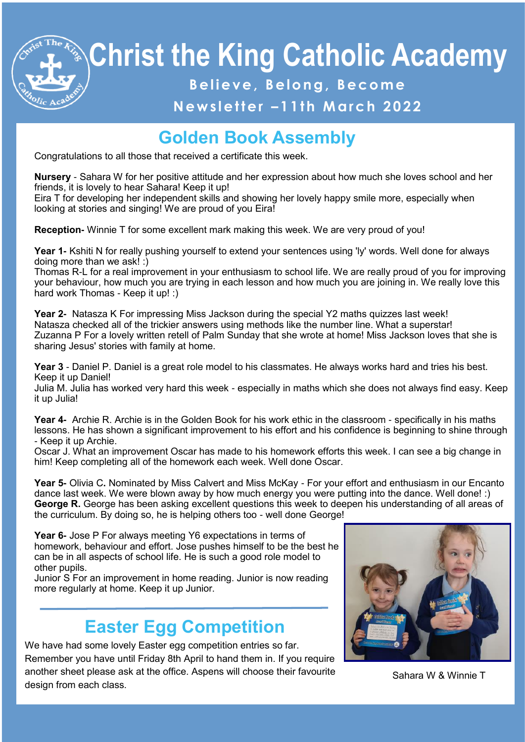# Christ the King Catholic Academy

**Believe, Belong, Become**

**Newsletter –11th March 2022**

## Golden Book Assembly

Congratulations to all those that received a certificate this week.

**Nursery** - Sahara W for her positive attitude and her expression about how much she loves school and her friends, it is lovely to hear Sahara! Keep it up!
Eira T for developing her independent skills and showing her lovely happy smile more, especially when looking at stories and singing! We are proud of you Eira!

**Reception-** Winnie T for some excellent mark making this week. We are very proud of you!

**Year 1-** Kshiti N for really pushing yourself to extend your sentences using 'ly' words. Well done for always doing more than we ask! :)
Thomas R-L for a real improvement in your enthusiasm to school life. We are really proud of you for improving your behaviour, how much you are trying in each lesson and how much you are joining in. We really love this hard work Thomas - Keep it up! :)

**Year 2-** Natasza K For impressing Miss Jackson during the special Y2 maths quizzes last week! Natasza checked all of the trickier answers using methods like the number line. What a superstar!
Zuzanna P For a lovely written retell of Palm Sunday that she wrote at home! Miss Jackson loves that she is sharing Jesus' stories with family at home.

**Year 3** - Daniel P. Daniel is a great role model to his classmates. He always works hard and tries his best. Keep it up Daniel!
Julia M. Julia has worked very hard this week - especially in maths which she does not always find easy. Keep it up Julia!

**Year 4-** Archie R. Archie is in the Golden Book for his work ethic in the classroom - specifically in his maths lessons. He has shown a significant improvement to his effort and his confidence is beginning to shine through - Keep it up Archie.
Oscar J. What an improvement Oscar has made to his homework efforts this week. I can see a big change in him! Keep completing all of the homework each week. Well done Oscar.

**Year 5-** Olivia C. Nominated by Miss Calvert and Miss McKay - For your effort and enthusiasm in our Encanto dance last week. We were blown away by how much energy you were putting into the dance. Well done! :)
**George R.** George has been asking excellent questions this week to deepen his understanding of all areas of the curriculum. By doing so, he is helping others too - well done George!

**Year 6-** Jose P For always meeting Y6 expectations in terms of homework, behaviour and effort. Jose pushes himself to be the best he can be in all aspects of school life. He is such a good role model to other pupils.
Junior S For an improvement in home reading. Junior is now reading more regularly at home. Keep it up Junior.

Sahara W & Winnie T

## Easter Egg Competition

We have had some lovely Easter egg competition entries so far. Remember you have until Friday 8th April to hand them in. If you require another sheet please ask at the office. Aspens will choose their favourite design from each class.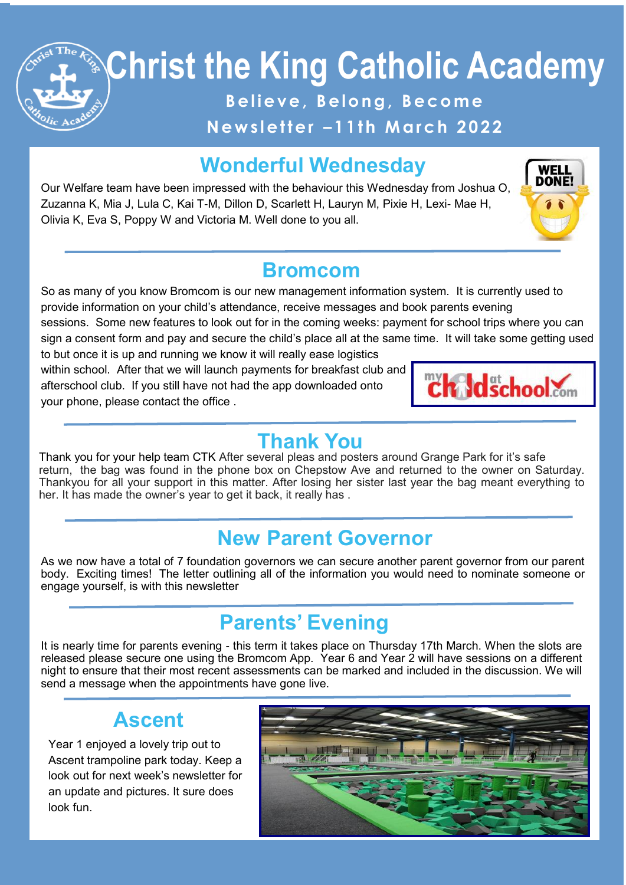# Christ the King Catholic Academy

**Believe, Belong, Become**

**Newsletter –11th March 2022**

## Wonderful Wednesday

Our Welfare team have been impressed with the behaviour this Wednesday from Joshua O, Zuzanna K, Mia J, Lula C, Kai T-M, Dillon D, Scarlett H, Lauryn M, Pixie H, Lexi- Mae H, Olivia K, Eva S, Poppy W and Victoria M. Well done to you all.

## Bromcom

So as many of you know Bromcom is our new management information system. It is currently used to provide information on your child's attendance, receive messages and book parents evening sessions. Some new features to look out for in the coming weeks: payment for school trips where you can sign a consent form and pay and secure the child's place all at the same time. It will take some getting used to but once it is up and running we know it will really ease logistics within school. After that we will launch payments for breakfast club and afterschool club. If you still have not had the app downloaded onto your phone, please contact the office .

## Thank You

Thank you for your help team CTK After several pleas and posters around Grange Park for it's safe return, the bag was found in the phone box on Chepstow Ave and returned to the owner on Saturday. Thankyou for all your support in this matter. After losing her sister last year the bag meant everything to her. It has made the owner's year to get it back, it really has .

## New Parent Governor

As we now have a total of 7 foundation governors we can secure another parent governor from our parent body. Exciting times! The letter outlining all of the information you would need to nominate someone or engage yourself, is with this newsletter

## Parents' Evening

It is nearly time for parents evening - this term it takes place on Thursday 17th March. When the slots are released please secure one using the Bromcom App. Year 6 and Year 2 will have sessions on a different night to ensure that their most recent assessments can be marked and included in the discussion. We will send a message when the appointments have gone live.

## Ascent

Year 1 enjoyed a lovely trip out to Ascent trampoline park today. Keep a look out for next week's newsletter for an update and pictures. It sure does look fun.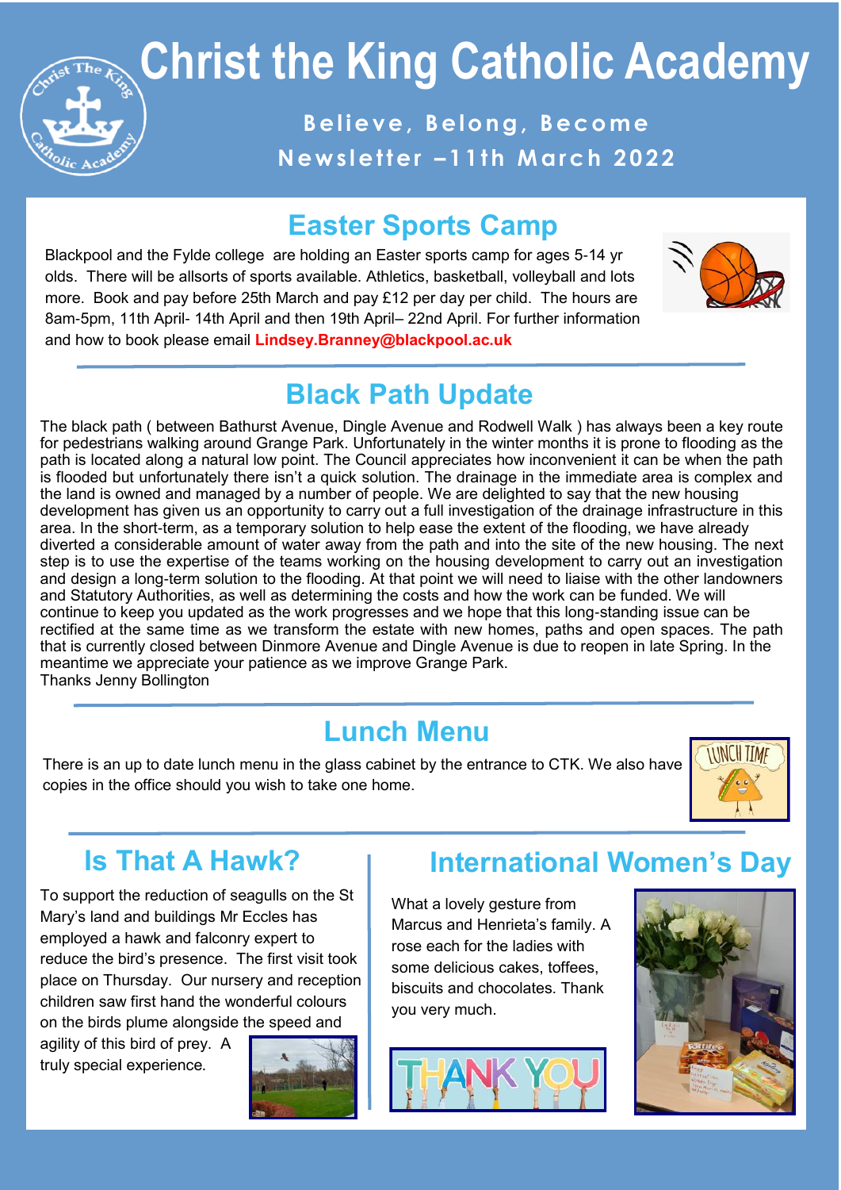# Christ the King Catholic Academy

**Believe, Belong, Become**

**Newsletter –11th March 2022**

## Easter Sports Camp

Blackpool and the Fylde college are holding an Easter sports camp for ages 5-14 yr olds. There will be allsorts of sports available. Athletics, basketball, volleyball and lots more. Book and pay before 25th March and pay £12 per day per child. The hours are 8am-5pm, 11th April- 14th April and then 19th April– 22nd April. For further information and how to book please email **Lindsey.Branney@blackpool.ac.uk**

## Black Path Update

The black path ( between Bathurst Avenue, Dingle Avenue and Rodwell Walk ) has always been a key route for pedestrians walking around Grange Park. Unfortunately in the winter months it is prone to flooding as the path is located along a natural low point. The Council appreciates how inconvenient it can be when the path is flooded but unfortunately there isn't a quick solution. The drainage in the immediate area is complex and the land is owned and managed by a number of people. We are delighted to say that the new housing development has given us an opportunity to carry out a full investigation of the drainage infrastructure in this area. In the short-term, as a temporary solution to help ease the extent of the flooding, we have already diverted a considerable amount of water away from the path and into the site of the new housing. The next step is to use the expertise of the teams working on the housing development to carry out an investigation and design a long-term solution to the flooding. At that point we will need to liaise with the other landowners and Statutory Authorities, as well as determining the costs and how the work can be funded. We will continue to keep you updated as the work progresses and we hope that this long-standing issue can be rectified at the same time as we transform the estate with new homes, paths and open spaces. The path that is currently closed between Dinmore Avenue and Dingle Avenue is due to reopen in late Spring. In the meantime we appreciate your patience as we improve Grange Park.
Thanks Jenny Bollington

## Lunch Menu

There is an up to date lunch menu in the glass cabinet by the entrance to CTK. We also have copies in the office should you wish to take one home.

## Is That A Hawk?

To support the reduction of seagulls on the St Mary's land and buildings Mr Eccles has employed a hawk and falconry expert to reduce the bird's presence. The first visit took place on Thursday. Our nursery and reception children saw first hand the wonderful colours on the birds plume alongside the speed and agility of this bird of prey. A truly special experience.

## International Women's Day

What a lovely gesture from Marcus and Henrieta's family. A rose each for the ladies with some delicious cakes, toffees, biscuits and chocolates. Thank you very much.